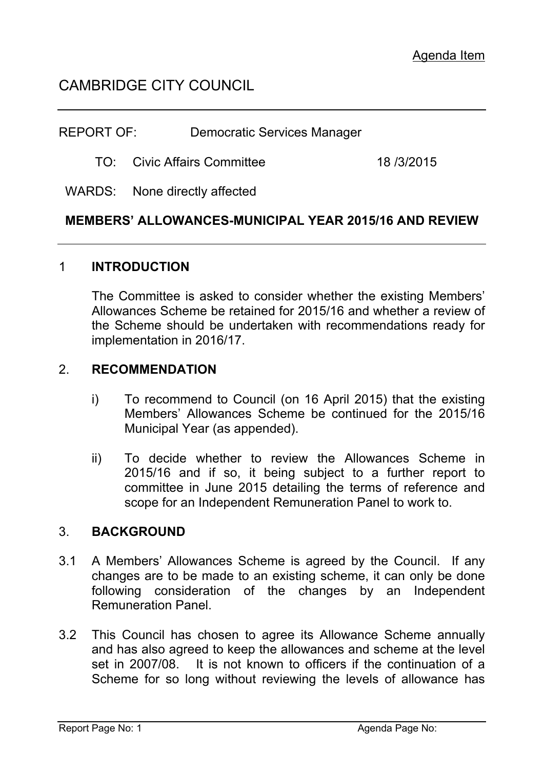Agenda Item

# CAMBRIDGE CITY COUNCIL

REPORT OF: Democratic Services Manager

TO: Civic Affairs Committee 18 /3/2015

WARDS: None directly affected

**MEMBERS' ALLOWANCES-MUNICIPAL YEAR 2015/16 AND REVIEW**

## 1 INTRODUCTION

The Committee is asked to consider whether the existing Members' Allowances Scheme be retained for 2015/16 and whether a review of the Scheme should be undertaken with recommendations ready for implementation in 2016/17.

## 2. RECOMMENDATION

i) To recommend to Council (on 16 April 2015) that the existing Members' Allowances Scheme be continued for the 2015/16 Municipal Year (as appended).

ii) To decide whether to review the Allowances Scheme in 2015/16 and if so, it being subject to a further report to committee in June 2015 detailing the terms of reference and scope for an Independent Remuneration Panel to work to.

## 3. BACKGROUND

3.1 A Members' Allowances Scheme is agreed by the Council. If any changes are to be made to an existing scheme, it can only be done following consideration of the changes by an Independent Remuneration Panel.

3.2 This Council has chosen to agree its Allowance Scheme annually and has also agreed to keep the allowances and scheme at the level set in 2007/08. It is not known to officers if the continuation of a Scheme for so long without reviewing the levels of allowance has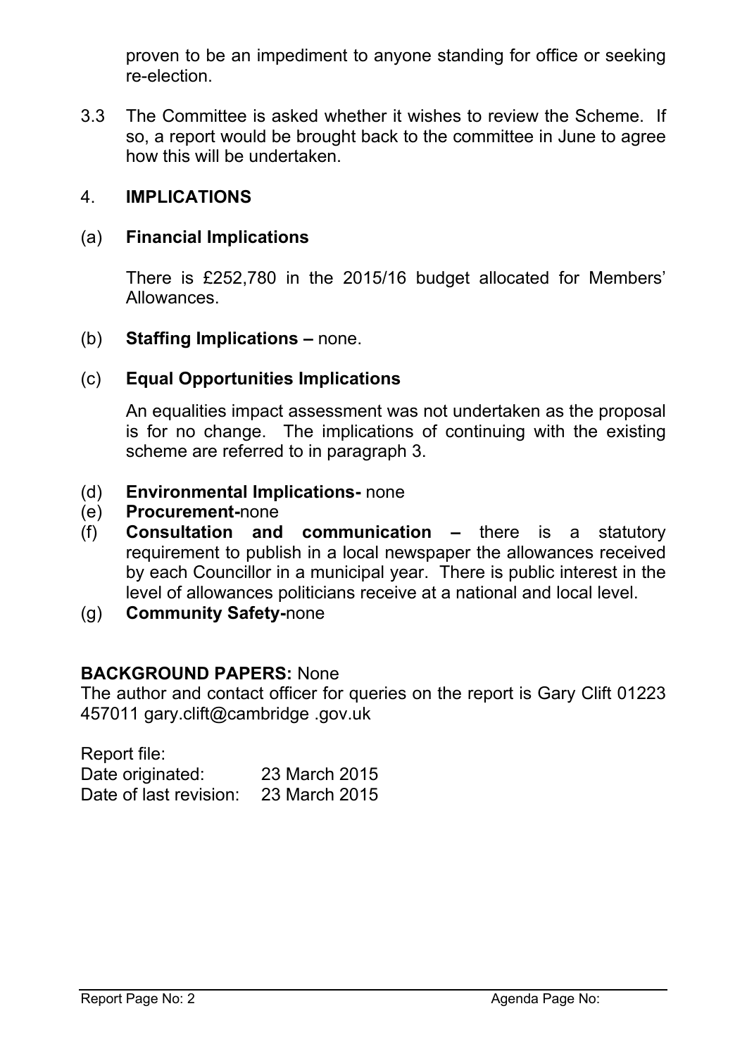proven to be an impediment to anyone standing for office or seeking re-election.

3.3 The Committee is asked whether it wishes to review the Scheme. If so, a report would be brought back to the committee in June to agree how this will be undertaken.

## 4. IMPLICATIONS

### (a) Financial Implications

There is £252,780 in the 2015/16 budget allocated for Members' Allowances.

(b) **Staffing Implications –** none.

### (c) Equal Opportunities Implications

An equalities impact assessment was not undertaken as the proposal is for no change. The implications of continuing with the existing scheme are referred to in paragraph 3.

(d) **Environmental Implications-** none

(e) **Procurement-**none

(f) **Consultation and communication –** there is a statutory requirement to publish in a local newspaper the allowances received by each Councillor in a municipal year. There is public interest in the level of allowances politicians receive at a national and local level.

(g) **Community Safety-**none

**BACKGROUND PAPERS:** None

The author and contact officer for queries on the report is Gary Clift 01223 457011 gary.clift@cambridge .gov.uk

Report file:

| | |
|---|---|
| Date originated: | 23 March 2015 |
| Date of last revision: | 23 March 2015 |